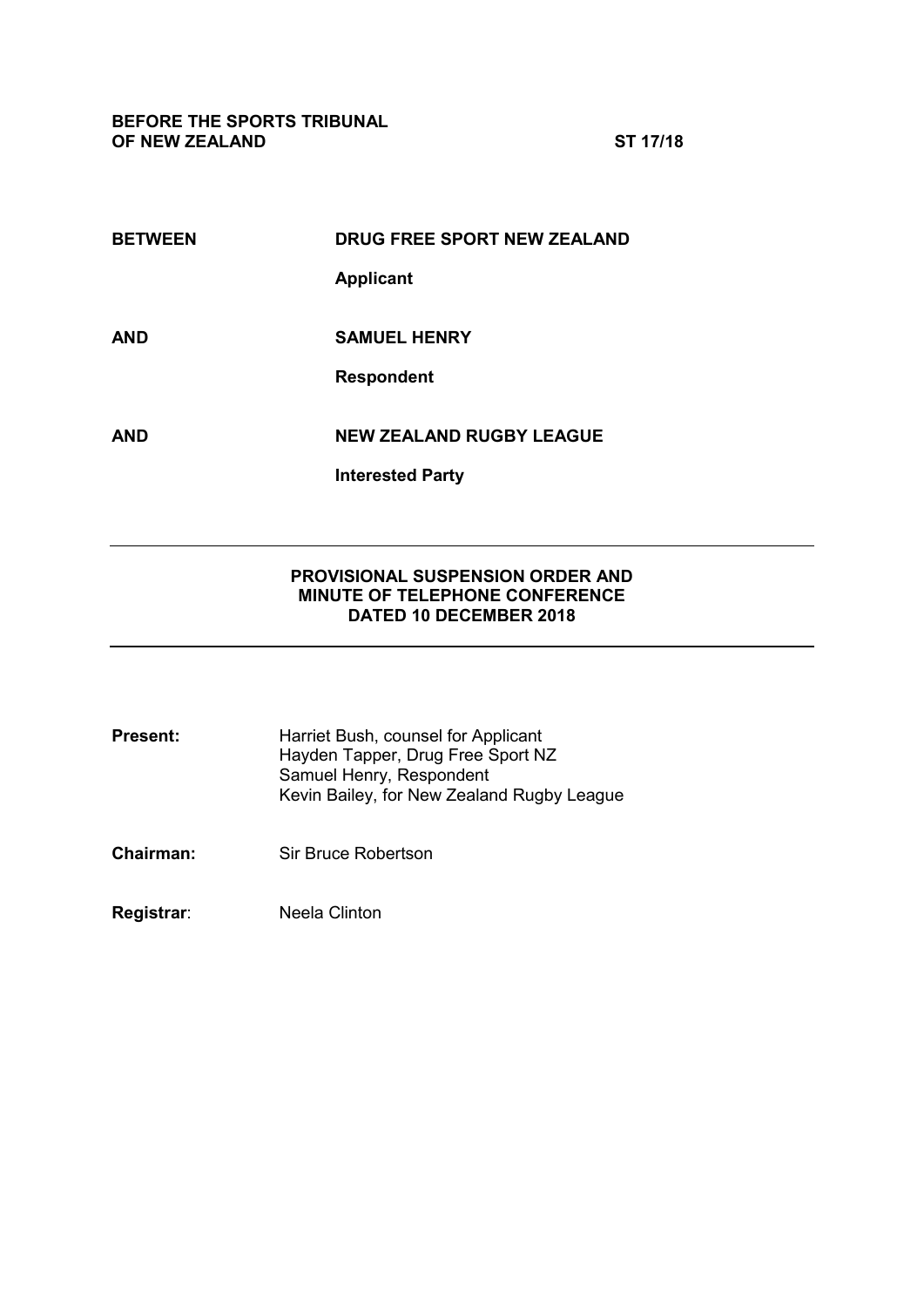**BEFORE THE SPORTS TRIBUNAL OF NEW ZEALAND** **ST 17/18**

| | |
|---|---|
| **BETWEEN** | **DRUG FREE SPORT NEW ZEALAND** |
| | **Applicant** |
| **AND** | **SAMUEL HENRY** |
| | **Respondent** |
| **AND** | **NEW ZEALAND RUGBY LEAGUE** |
| | **Interested Party** |

---

**PROVISIONAL SUSPENSION ORDER AND MINUTE OF TELEPHONE CONFERENCE DATED 10 DECEMBER 2018**

---

| | |
|---|---|
| **Present:** | Harriet Bush, counsel for Applicant<br>Hayden Tapper, Drug Free Sport NZ<br>Samuel Henry, Respondent<br>Kevin Bailey, for New Zealand Rugby League |
| **Chairman:** | Sir Bruce Robertson |
| **Registrar**: | Neela Clinton |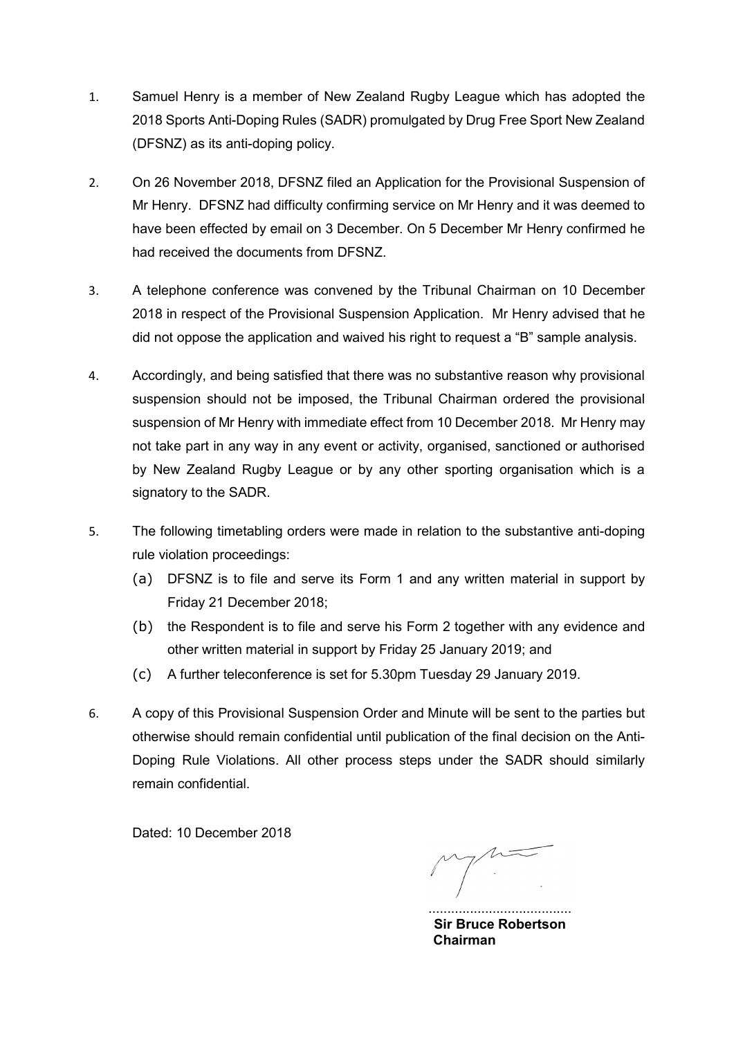1. Samuel Henry is a member of New Zealand Rugby League which has adopted the 2018 Sports Anti-Doping Rules (SADR) promulgated by Drug Free Sport New Zealand (DFSNZ) as its anti-doping policy.

2. On 26 November 2018, DFSNZ filed an Application for the Provisional Suspension of Mr Henry. DFSNZ had difficulty confirming service on Mr Henry and it was deemed to have been effected by email on 3 December. On 5 December Mr Henry confirmed he had received the documents from DFSNZ.

3. A telephone conference was convened by the Tribunal Chairman on 10 December 2018 in respect of the Provisional Suspension Application. Mr Henry advised that he did not oppose the application and waived his right to request a "B" sample analysis.

4. Accordingly, and being satisfied that there was no substantive reason why provisional suspension should not be imposed, the Tribunal Chairman ordered the provisional suspension of Mr Henry with immediate effect from 10 December 2018. Mr Henry may not take part in any way in any event or activity, organised, sanctioned or authorised by New Zealand Rugby League or by any other sporting organisation which is a signatory to the SADR.

5. The following timetabling orders were made in relation to the substantive anti-doping rule violation proceedings:
   (a) DFSNZ is to file and serve its Form 1 and any written material in support by Friday 21 December 2018;
   (b) the Respondent is to file and serve his Form 2 together with any evidence and other written material in support by Friday 25 January 2019; and
   (c) A further teleconference is set for 5.30pm Tuesday 29 January 2019.

6. A copy of this Provisional Suspension Order and Minute will be sent to the parties but otherwise should remain confidential until publication of the final decision on the Anti-Doping Rule Violations. All other process steps under the SADR should similarly remain confidential.

Dated: 10 December 2018

......................................

**Sir Bruce Robertson**
**Chairman**